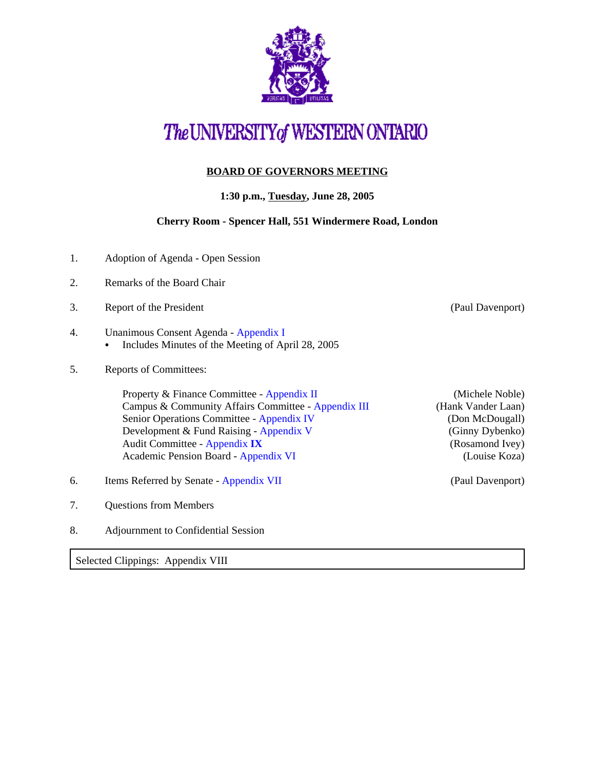# The UNIVERSITY of WESTERN ONTARIO

## BOARD OF GOVERNORS MEETING

**1:30 p.m., Tuesday, June 28, 2005**

**Cherry Room - Spencer Hall, 551 Windermere Road, London**

1. Adoption of Agenda - Open Session

2. Remarks of the Board Chair

3. Report of the President (Paul Davenport)

4. Unanimous Consent Agenda - Appendix I
   - Includes Minutes of the Meeting of April 28, 2005

5. Reports of Committees:

   | Committee | Presenter |
   |---|---|
   | Property & Finance Committee - Appendix II | (Michele Noble) |
   | Campus & Community Affairs Committee - Appendix III | (Hank Vander Laan) |
   | Senior Operations Committee - Appendix IV | (Don McDougall) |
   | Development & Fund Raising - Appendix V | (Ginny Dybenko) |
   | Audit Committee - Appendix **IX** | (Rosamond Ivey) |
   | Academic Pension Board - Appendix VI | (Louise Koza) |

6. Items Referred by Senate - Appendix VII (Paul Davenport)

7. Questions from Members

8. Adjournment to Confidential Session

Selected Clippings: Appendix VIII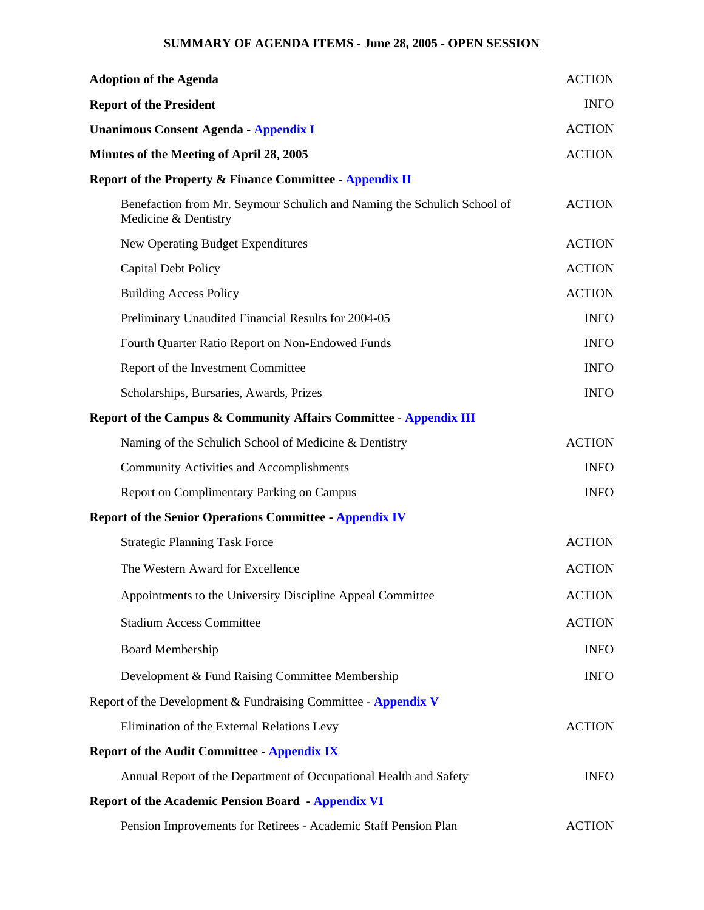## SUMMARY OF AGENDA ITEMS - June 28, 2005 - OPEN SESSION

| | |
|---|---|
| **Adoption of the Agenda** | ACTION |
| **Report of the President** | INFO |
| **Unanimous Consent Agenda - Appendix I** | ACTION |
| **Minutes of the Meeting of April 28, 2005** | ACTION |
| **Report of the Property & Finance Committee - Appendix II** | |
| Benefaction from Mr. Seymour Schulich and Naming the Schulich School of Medicine & Dentistry | ACTION |
| New Operating Budget Expenditures | ACTION |
| Capital Debt Policy | ACTION |
| Building Access Policy | ACTION |
| Preliminary Unaudited Financial Results for 2004-05 | INFO |
| Fourth Quarter Ratio Report on Non-Endowed Funds | INFO |
| Report of the Investment Committee | INFO |
| Scholarships, Bursaries, Awards, Prizes | INFO |
| **Report of the Campus & Community Affairs Committee - Appendix III** | |
| Naming of the Schulich School of Medicine & Dentistry | ACTION |
| Community Activities and Accomplishments | INFO |
| Report on Complimentary Parking on Campus | INFO |
| **Report of the Senior Operations Committee - Appendix IV** | |
| Strategic Planning Task Force | ACTION |
| The Western Award for Excellence | ACTION |
| Appointments to the University Discipline Appeal Committee | ACTION |
| Stadium Access Committee | ACTION |
| Board Membership | INFO |
| Development & Fund Raising Committee Membership | INFO |
| Report of the Development & Fundraising Committee - **Appendix V** | |
| Elimination of the External Relations Levy | ACTION |
| **Report of the Audit Committee - Appendix IX** | |
| Annual Report of the Department of Occupational Health and Safety | INFO |
| **Report of the Academic Pension Board - Appendix VI** | |
| Pension Improvements for Retirees - Academic Staff Pension Plan | ACTION |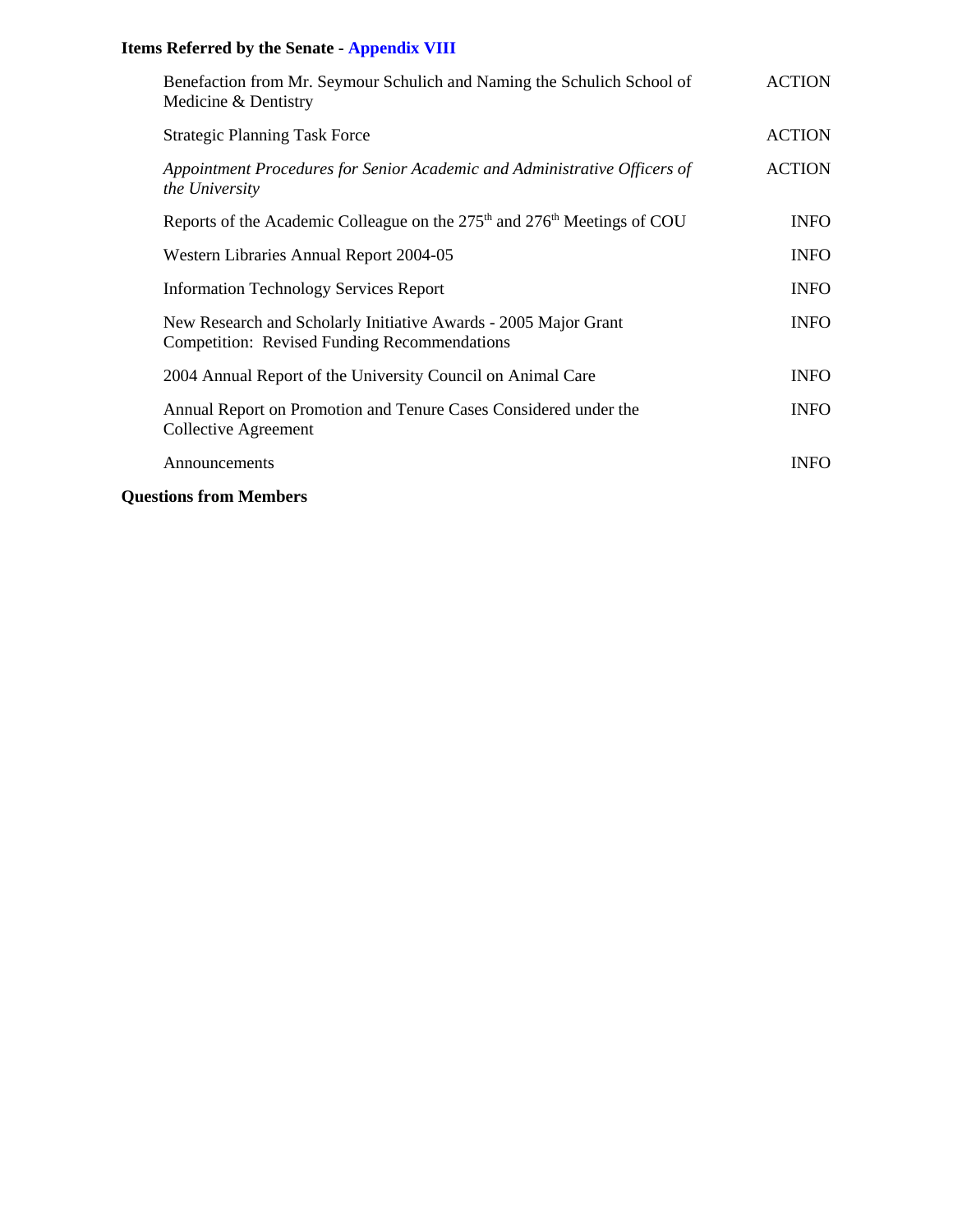**Items Referred by the Senate - Appendix VIII**

| | |
|---|---|
| Benefaction from Mr. Seymour Schulich and Naming the Schulich School of Medicine & Dentistry | ACTION |
| Strategic Planning Task Force | ACTION |
| *Appointment Procedures for Senior Academic and Administrative Officers of the University* | ACTION |
| Reports of the Academic Colleague on the 275th and 276th Meetings of COU | INFO |
| Western Libraries Annual Report 2004-05 | INFO |
| Information Technology Services Report | INFO |
| New Research and Scholarly Initiative Awards - 2005 Major Grant Competition: Revised Funding Recommendations | INFO |
| 2004 Annual Report of the University Council on Animal Care | INFO |
| Annual Report on Promotion and Tenure Cases Considered under the Collective Agreement | INFO |
| Announcements | INFO |

**Questions from Members**